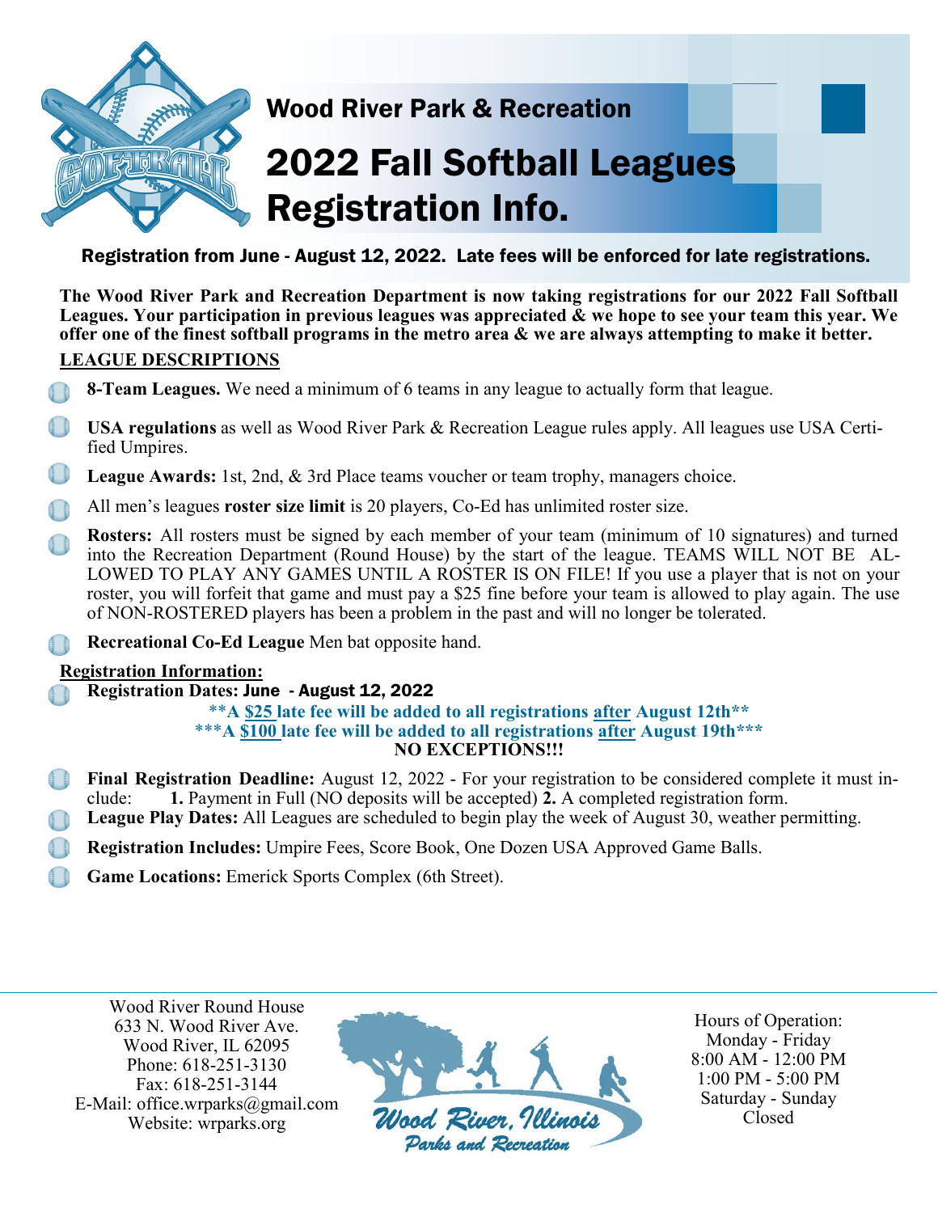# Wood River Park & Recreation

# 2022 Fall Softball Leagues Registration Info.

**Registration from June - August 12, 2022. Late fees will be enforced for late registrations.**

**The Wood River Park and Recreation Department is now taking registrations for our 2022 Fall Softball Leagues. Your participation in previous leagues was appreciated & we hope to see your team this year. We offer one of the finest softball programs in the metro area & we are always attempting to make it better.**

## LEAGUE DESCRIPTIONS

- **8-Team Leagues.** We need a minimum of 6 teams in any league to actually form that league.
- **USA regulations** as well as Wood River Park & Recreation League rules apply. All leagues use USA Certified Umpires.
- **League Awards:** 1st, 2nd, & 3rd Place teams voucher or team trophy, managers choice.
- All men's leagues **roster size limit** is 20 players, Co-Ed has unlimited roster size.
- **Rosters:** All rosters must be signed by each member of your team (minimum of 10 signatures) and turned into the Recreation Department (Round House) by the start of the league. TEAMS WILL NOT BE ALLOWED TO PLAY ANY GAMES UNTIL A ROSTER IS ON FILE! If you use a player that is not on your roster, you will forfeit that game and must pay a $25 fine before your team is allowed to play again. The use of NON-ROSTERED players has been a problem in the past and will no longer be tolerated.
- **Recreational Co-Ed League** Men bat opposite hand.

## Registration Information:

- **Registration Dates: June - August 12, 2022**

  **\*\*A $25 late fee will be added to all registrations after August 12th\*\***
  **\*\*\*A $100 late fee will be added to all registrations after August 19th\*\*\***
  **NO EXCEPTIONS!!!**

- **Final Registration Deadline:** August 12, 2022 - For your registration to be considered complete it must include: **1.** Payment in Full (NO deposits will be accepted) **2.** A completed registration form.
- **League Play Dates:** All Leagues are scheduled to begin play the week of August 30, weather permitting.
- **Registration Includes:** Umpire Fees, Score Book, One Dozen USA Approved Game Balls.
- **Game Locations:** Emerick Sports Complex (6th Street).

Wood River Round House
633 N. Wood River Ave.
Wood River, IL 62095
Phone: 618-251-3130
Fax: 618-251-3144
E-Mail: office.wrparks@gmail.com
Website: wrparks.org

Wood River, Illinois Parks and Recreation

Hours of Operation:
Monday - Friday
8:00 AM - 12:00 PM
1:00 PM - 5:00 PM
Saturday - Sunday
Closed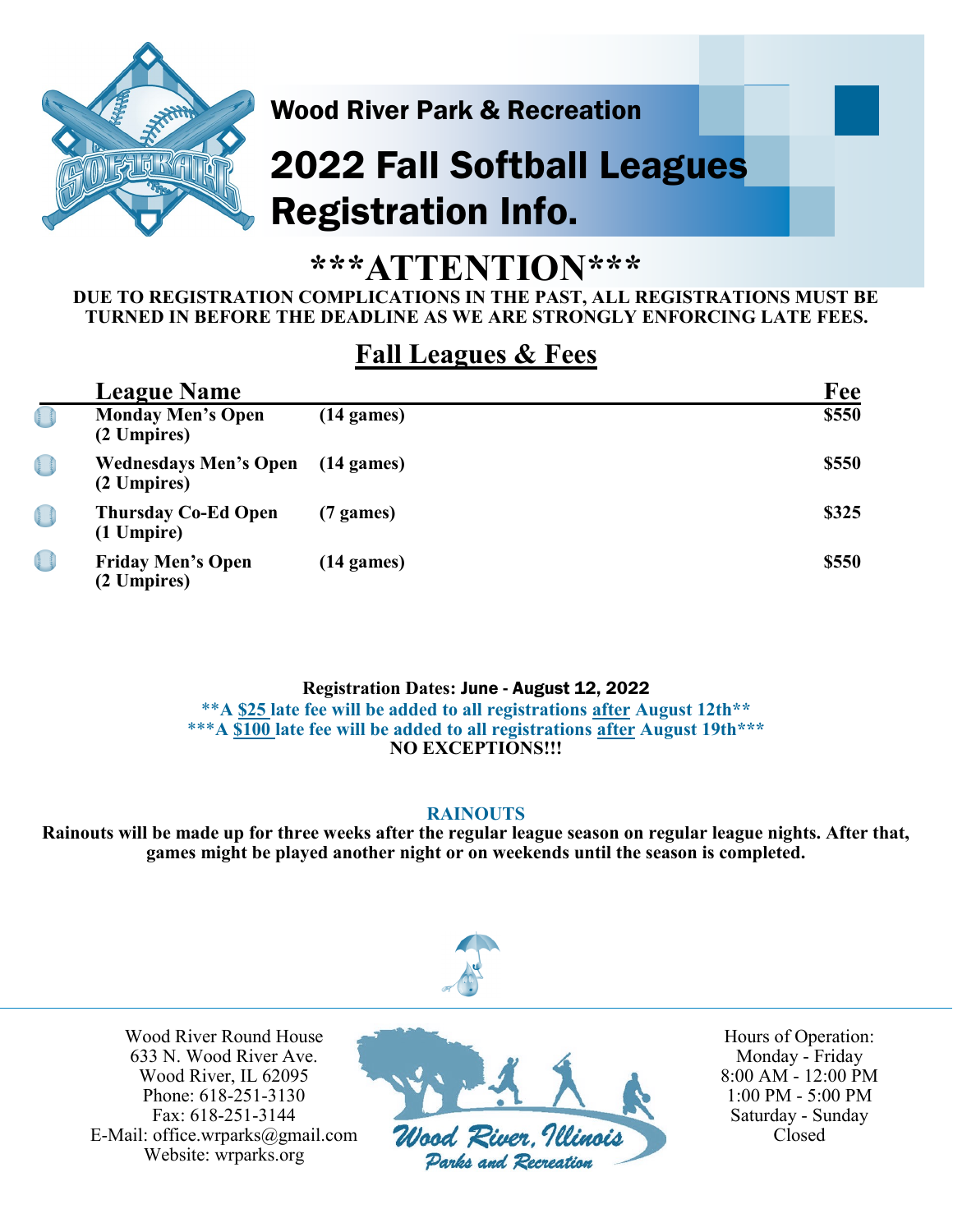Wood River Park & Recreation

# 2022 Fall Softball Leagues Registration Info.

## \*\*\*ATTENTION\*\*\*

**DUE TO REGISTRATION COMPLICATIONS IN THE PAST, ALL REGISTRATIONS MUST BE TURNED IN BEFORE THE DEADLINE AS WE ARE STRONGLY ENFORCING LATE FEES.**

## Fall Leagues & Fees

| League Name | | Fee |
|---|---|---|
| **Monday Men's Open (2 Umpires)** | **(14 games)** | **$550** |
| **Wednesdays Men's Open (2 Umpires)** | **(14 games)** | **$550** |
| **Thursday Co-Ed Open (1 Umpire)** | **(7 games)** | **$325** |
| **Friday Men's Open (2 Umpires)** | **(14 games)** | **$550** |

**Registration Dates: June - August 12, 2022**

**\*\*A $25 late fee will be added to all registrations after August 12th\*\***

**\*\*\*A $100 late fee will be added to all registrations after August 19th\*\*\***

**NO EXCEPTIONS!!!**

**RAINOUTS**

**Rainouts will be made up for three weeks after the regular league season on regular league nights. After that, games might be played another night or on weekends until the season is completed.**

Wood River Round House
633 N. Wood River Ave.
Wood River, IL 62095
Phone: 618-251-3130
Fax: 618-251-3144
E-Mail: office.wrparks@gmail.com
Website: wrparks.org

Wood River, Illinois
Parks and Recreation

Hours of Operation:
Monday - Friday
8:00 AM - 12:00 PM
1:00 PM - 5:00 PM
Saturday - Sunday
Closed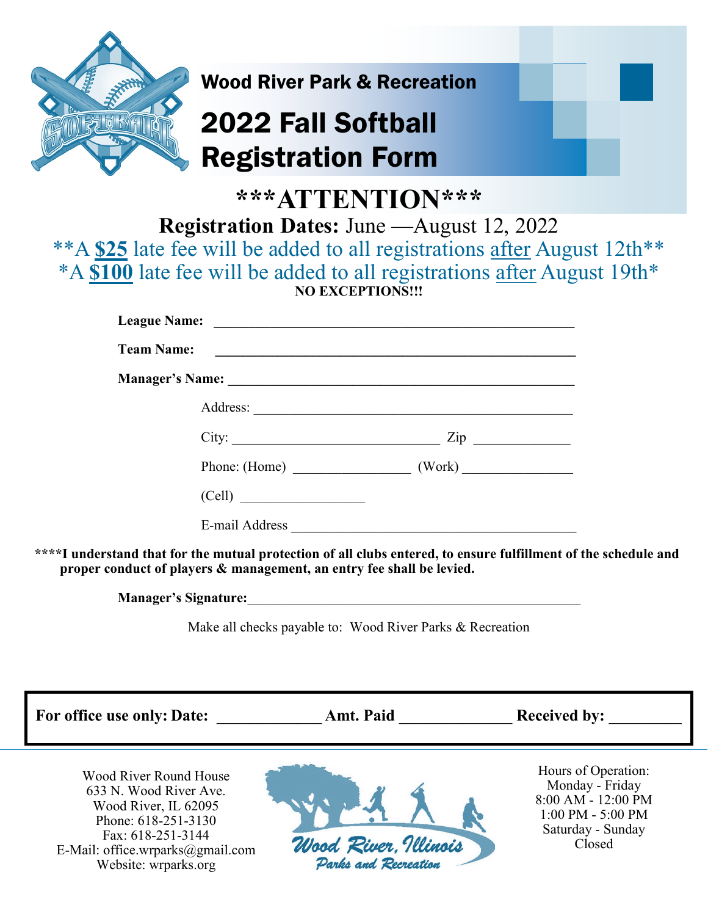## Wood River Park & Recreation

# 2022 Fall Softball Registration Form

## ***ATTENTION***

**Registration Dates:** June —August 12, 2022

**A **$25** late fee will be added to all registrations after August 12th**

*A **$100** late fee will be added to all registrations after August 19th*

**NO EXCEPTIONS!!!**

**League Name:** ______________________________________________

**Team Name:** ______________________________________________

**Manager's Name:** ______________________________________________

Address: ______________________________________________

City: ______________________________ Zip ______________

Phone: (Home) ________________ (Work) ________________

(Cell) ________________

E-mail Address ______________________________________________

****I understand that for the mutual protection of all clubs entered, to ensure fulfillment of the schedule and proper conduct of players & management, an entry fee shall be levied.**

**Manager's Signature:**______________________________________________

Make all checks payable to: Wood River Parks & Recreation

**For office use only: Date:** ____________ **Amt. Paid** ____________ **Received by:** ________

Wood River Round House
633 N. Wood River Ave.
Wood River, IL 62095
Phone: 618-251-3130
Fax: 618-251-3144
E-Mail: office.wrparks@gmail.com
Website: wrparks.org

Wood River, Illinois Parks and Recreation

Hours of Operation:
Monday - Friday
8:00 AM - 12:00 PM
1:00 PM - 5:00 PM
Saturday - Sunday
Closed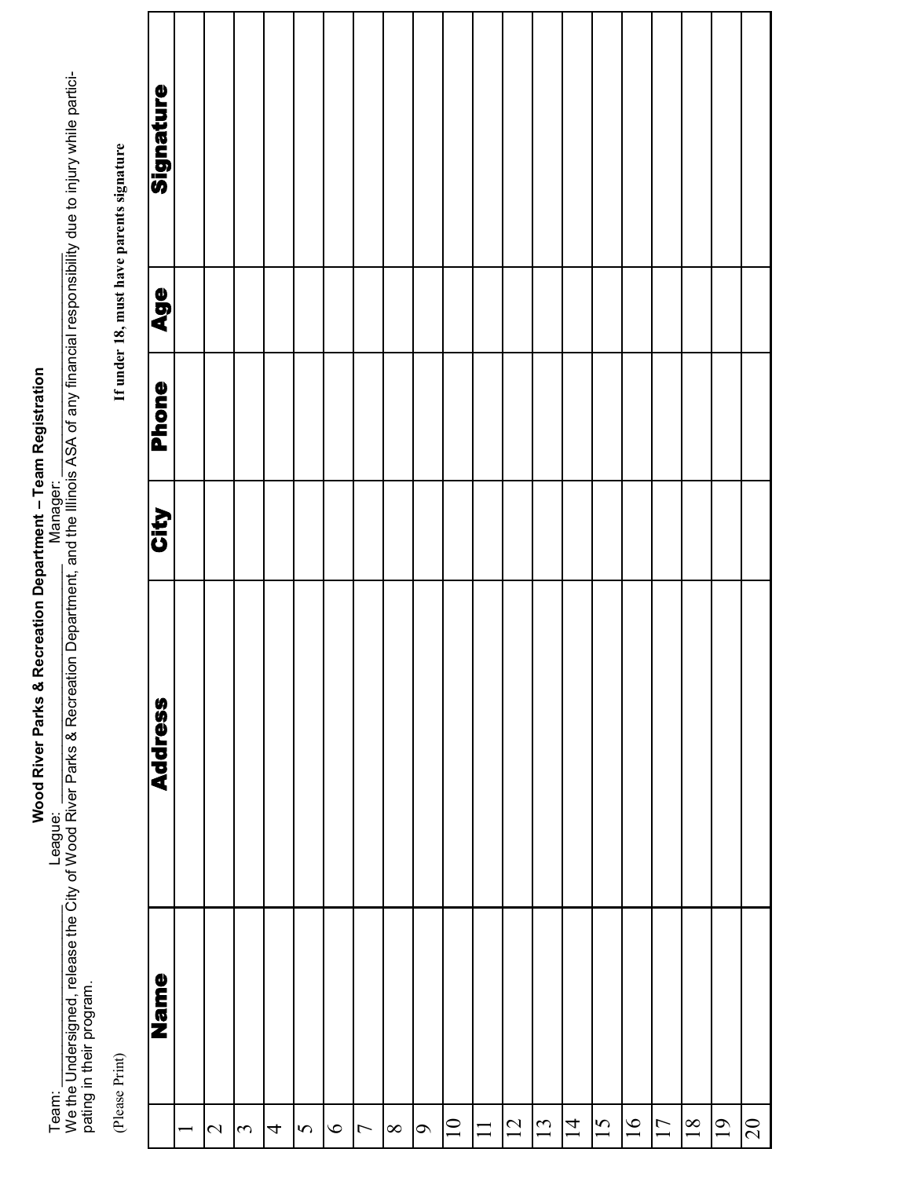# Wood River Parks & Recreation Department – Team Registration

Team: ______________ League: ______________ Manager: ______________

We the Undersigned, release the City of Wood River Parks & Recreation Department, and the Illinois ASA of any financial responsibility due to injury while participating in their program.

(Please Print)

**If under 18, must have parents signature**

| | Name | Address | City | Phone | Age | Signature |
|---|---|---|---|---|---|---|
| 1 | | | | | | |
| 2 | | | | | | |
| 3 | | | | | | |
| 4 | | | | | | |
| 5 | | | | | | |
| 6 | | | | | | |
| 7 | | | | | | |
| 8 | | | | | | |
| 9 | | | | | | |
| 10 | | | | | | |
| 11 | | | | | | |
| 12 | | | | | | |
| 13 | | | | | | |
| 14 | | | | | | |
| 15 | | | | | | |
| 16 | | | | | | |
| 17 | | | | | | |
| 18 | | | | | | |
| 19 | | | | | | |
| 20 | | | | | | |